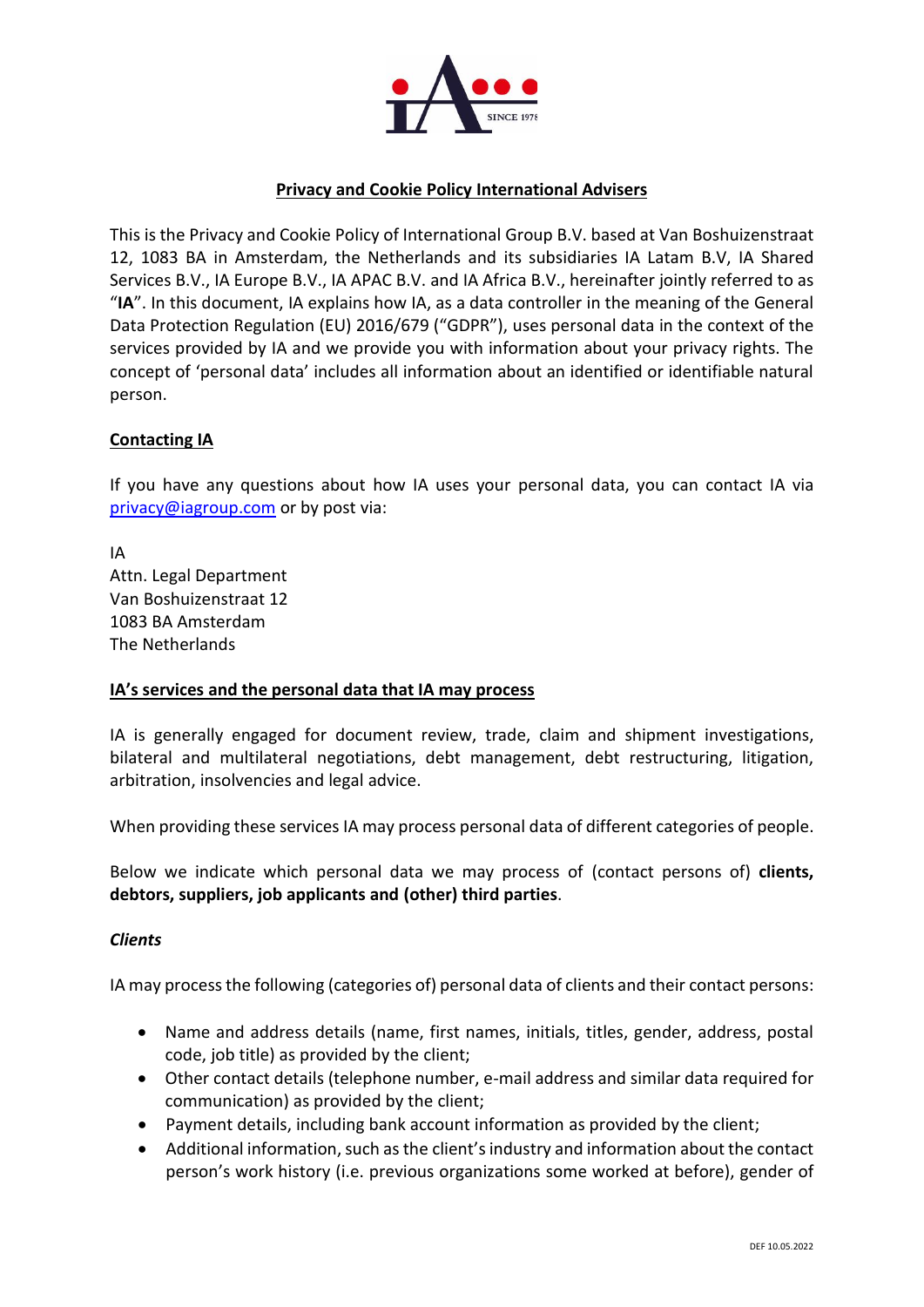# Privacy and Cookie Policy International Advisers

This is the Privacy and Cookie Policy of International Group B.V. based at Van Boshuizenstraat 12, 1083 BA in Amsterdam, the Netherlands and its subsidiaries IA Latam B.V, IA Shared Services B.V., IA Europe B.V., IA APAC B.V. and IA Africa B.V., hereinafter jointly referred to as "**IA**". In this document, IA explains how IA, as a data controller in the meaning of the General Data Protection Regulation (EU) 2016/679 ("GDPR"), uses personal data in the context of the services provided by IA and we provide you with information about your privacy rights. The concept of 'personal data' includes all information about an identified or identifiable natural person.

## Contacting IA

If you have any questions about how IA uses your personal data, you can contact IA via privacy@iagroup.com or by post via:

IA
Attn. Legal Department
Van Boshuizenstraat 12
1083 BA Amsterdam
The Netherlands

## IA's services and the personal data that IA may process

IA is generally engaged for document review, trade, claim and shipment investigations, bilateral and multilateral negotiations, debt management, debt restructuring, litigation, arbitration, insolvencies and legal advice.

When providing these services IA may process personal data of different categories of people.

Below we indicate which personal data we may process of (contact persons of) **clients, debtors, suppliers, job applicants and (other) third parties**.

### *Clients*

IA may process the following (categories of) personal data of clients and their contact persons:

- Name and address details (name, first names, initials, titles, gender, address, postal code, job title) as provided by the client;
- Other contact details (telephone number, e-mail address and similar data required for communication) as provided by the client;
- Payment details, including bank account information as provided by the client;
- Additional information, such as the client's industry and information about the contact person's work history (i.e. previous organizations some worked at before), gender of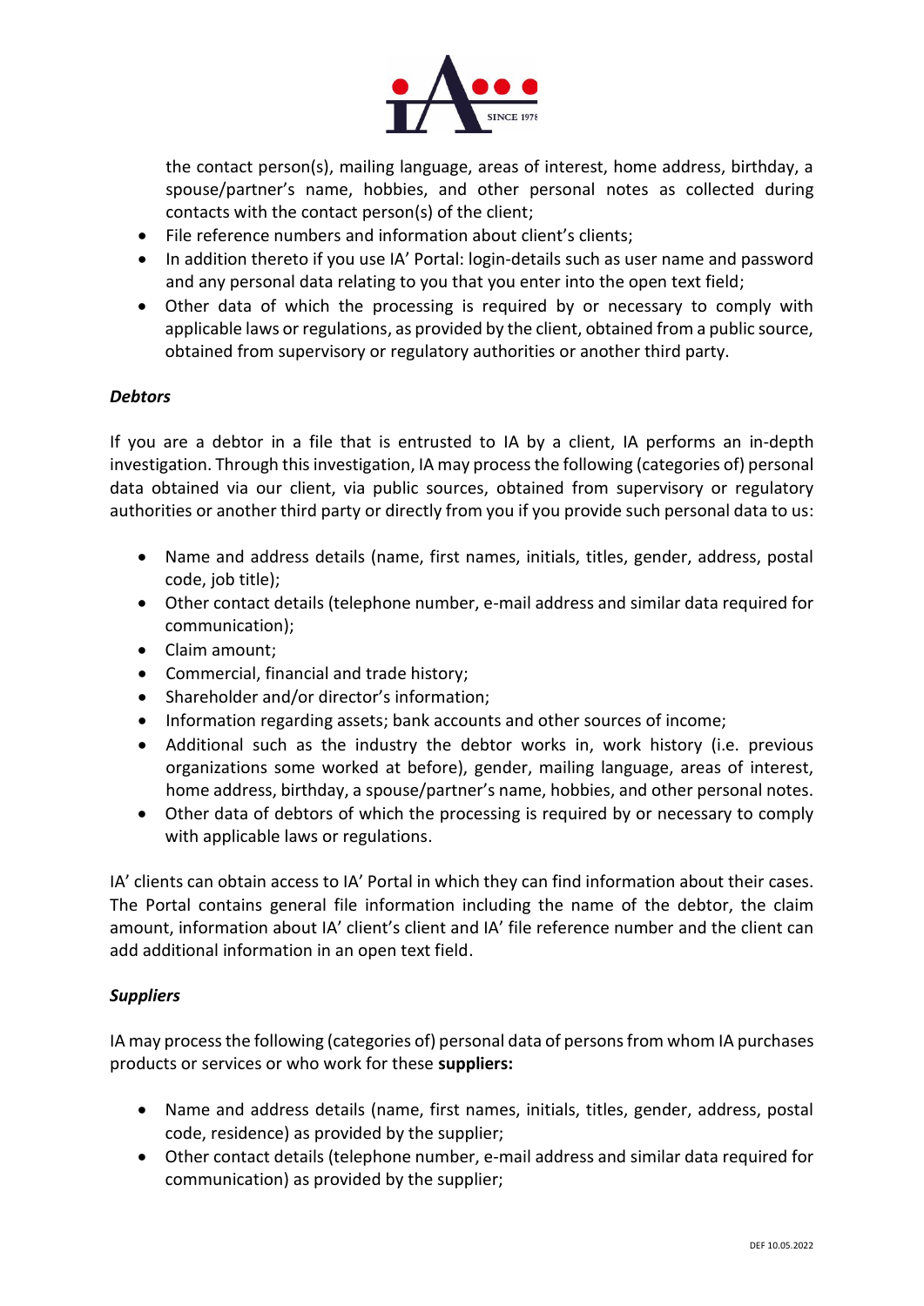the contact person(s), mailing language, areas of interest, home address, birthday, a spouse/partner's name, hobbies, and other personal notes as collected during contacts with the contact person(s) of the client;

- File reference numbers and information about client's clients;
- In addition thereto if you use IA' Portal: login-details such as user name and password and any personal data relating to you that you enter into the open text field;
- Other data of which the processing is required by or necessary to comply with applicable laws or regulations, as provided by the client, obtained from a public source, obtained from supervisory or regulatory authorities or another third party.

***Debtors***

If you are a debtor in a file that is entrusted to IA by a client, IA performs an in-depth investigation. Through this investigation, IA may process the following (categories of) personal data obtained via our client, via public sources, obtained from supervisory or regulatory authorities or another third party or directly from you if you provide such personal data to us:

- Name and address details (name, first names, initials, titles, gender, address, postal code, job title);
- Other contact details (telephone number, e-mail address and similar data required for communication);
- Claim amount;
- Commercial, financial and trade history;
- Shareholder and/or director's information;
- Information regarding assets; bank accounts and other sources of income;
- Additional such as the industry the debtor works in, work history (i.e. previous organizations some worked at before), gender, mailing language, areas of interest, home address, birthday, a spouse/partner's name, hobbies, and other personal notes.
- Other data of debtors of which the processing is required by or necessary to comply with applicable laws or regulations.

IA' clients can obtain access to IA' Portal in which they can find information about their cases. The Portal contains general file information including the name of the debtor, the claim amount, information about IA' client's client and IA' file reference number and the client can add additional information in an open text field.

***Suppliers***

IA may process the following (categories of) personal data of persons from whom IA purchases products or services or who work for these **suppliers:**

- Name and address details (name, first names, initials, titles, gender, address, postal code, residence) as provided by the supplier;
- Other contact details (telephone number, e-mail address and similar data required for communication) as provided by the supplier;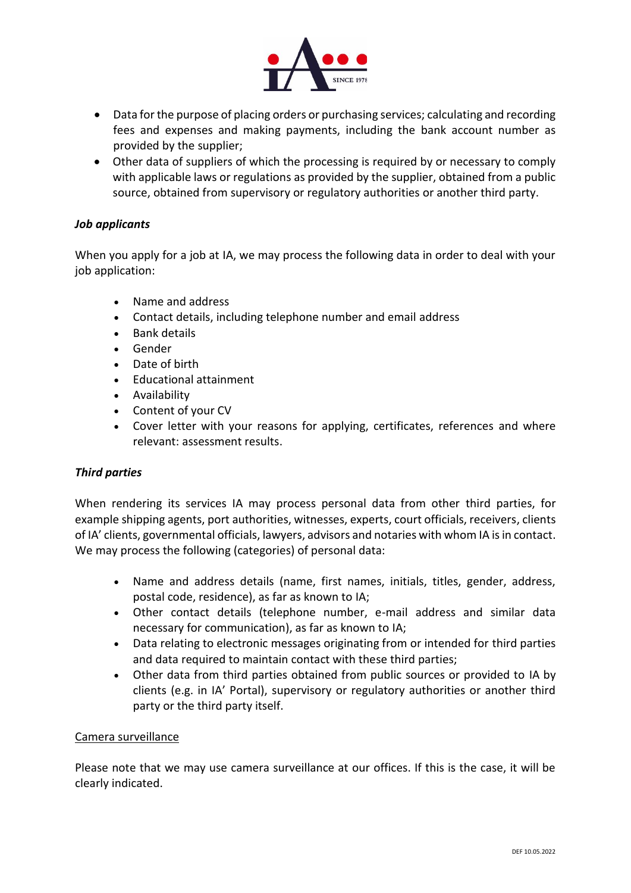- Data for the purpose of placing orders or purchasing services; calculating and recording fees and expenses and making payments, including the bank account number as provided by the supplier;
- Other data of suppliers of which the processing is required by or necessary to comply with applicable laws or regulations as provided by the supplier, obtained from a public source, obtained from supervisory or regulatory authorities or another third party.

***Job applicants***

When you apply for a job at IA, we may process the following data in order to deal with your job application:

- Name and address
- Contact details, including telephone number and email address
- Bank details
- Gender
- Date of birth
- Educational attainment
- Availability
- Content of your CV
- Cover letter with your reasons for applying, certificates, references and where relevant: assessment results.

***Third parties***

When rendering its services IA may process personal data from other third parties, for example shipping agents, port authorities, witnesses, experts, court officials, receivers, clients of IA' clients, governmental officials, lawyers, advisors and notaries with whom IA is in contact. We may process the following (categories) of personal data:

- Name and address details (name, first names, initials, titles, gender, address, postal code, residence), as far as known to IA;
- Other contact details (telephone number, e-mail address and similar data necessary for communication), as far as known to IA;
- Data relating to electronic messages originating from or intended for third parties and data required to maintain contact with these third parties;
- Other data from third parties obtained from public sources or provided to IA by clients (e.g. in IA' Portal), supervisory or regulatory authorities or another third party or the third party itself.

<u>Camera surveillance</u>

Please note that we may use camera surveillance at our offices. If this is the case, it will be clearly indicated.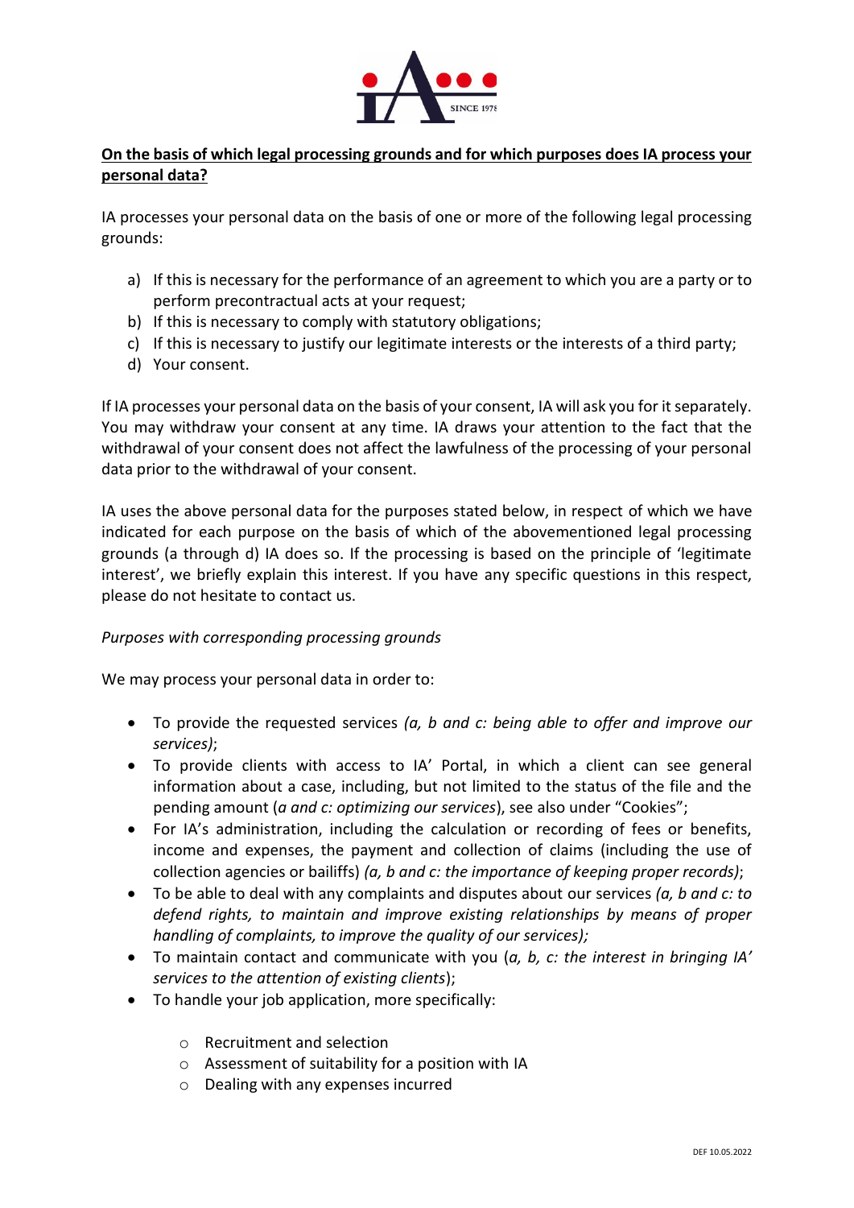**On the basis of which legal processing grounds and for which purposes does IA process your personal data?**

IA processes your personal data on the basis of one or more of the following legal processing grounds:

a) If this is necessary for the performance of an agreement to which you are a party or to perform precontractual acts at your request;
b) If this is necessary to comply with statutory obligations;
c) If this is necessary to justify our legitimate interests or the interests of a third party;
d) Your consent.

If IA processes your personal data on the basis of your consent, IA will ask you for it separately. You may withdraw your consent at any time. IA draws your attention to the fact that the withdrawal of your consent does not affect the lawfulness of the processing of your personal data prior to the withdrawal of your consent.

IA uses the above personal data for the purposes stated below, in respect of which we have indicated for each purpose on the basis of which of the abovementioned legal processing grounds (a through d) IA does so. If the processing is based on the principle of 'legitimate interest', we briefly explain this interest. If you have any specific questions in this respect, please do not hesitate to contact us.

*Purposes with corresponding processing grounds*

We may process your personal data in order to:

- To provide the requested services *(a, b and c: being able to offer and improve our services)*;
- To provide clients with access to IA' Portal, in which a client can see general information about a case, including, but not limited to, the status of the file and the pending amount (*a and c: optimizing our services*), see also under "Cookies";
- For IA's administration, including the calculation or recording of fees or benefits, income and expenses, the payment and collection of claims (including the use of collection agencies or bailiffs) *(a, b and c: the importance of keeping proper records)*;
- To be able to deal with any complaints and disputes about our services *(a, b and c: to defend rights, to maintain and improve existing relationships by means of proper handling of complaints, to improve the quality of our services);*
- To maintain contact and communicate with you (*a, b, c: the interest in bringing IA' services to the attention of existing clients*);
- To handle your job application, more specifically:
    - Recruitment and selection
    - Assessment of suitability for a position with IA
    - Dealing with any expenses incurred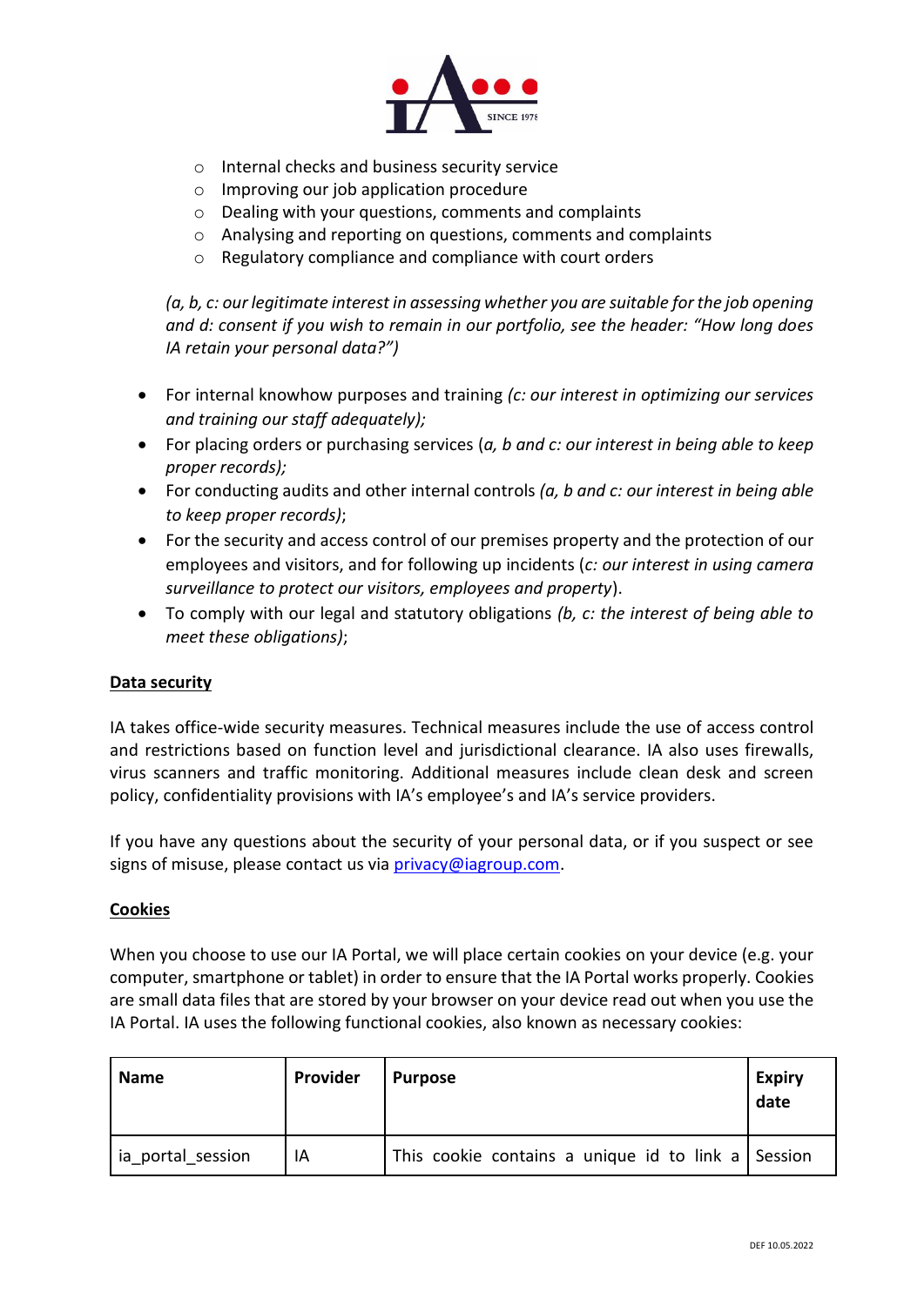- Internal checks and business security service
  - Improving our job application procedure
  - Dealing with your questions, comments and complaints
  - Analysing and reporting on questions, comments and complaints
  - Regulatory compliance and compliance with court orders

  *(a, b, c: our legitimate interest in assessing whether you are suitable for the job opening and d: consent if you wish to remain in our portfolio, see the header: "How long does IA retain your personal data?")*

- For internal knowhow purposes and training *(c: our interest in optimizing our services and training our staff adequately);*
- For placing orders or purchasing services (*a, b and c: our interest in being able to keep proper records);*
- For conducting audits and other internal controls *(a, b and c: our interest in being able to keep proper records)*;
- For the security and access control of our premises property and the protection of our employees and visitors, and for following up incidents (*c: our interest in using camera surveillance to protect our visitors, employees and property*).
- To comply with our legal and statutory obligations *(b, c: the interest of being able to meet these obligations)*;

## Data security

IA takes office-wide security measures. Technical measures include the use of access control and restrictions based on function level and jurisdictional clearance. IA also uses firewalls, virus scanners and traffic monitoring. Additional measures include clean desk and screen policy, confidentiality provisions with IA's employee's and IA's service providers.

If you have any questions about the security of your personal data, or if you suspect or see signs of misuse, please contact us via privacy@iagroup.com.

## Cookies

When you choose to use our IA Portal, we will place certain cookies on your device (e.g. your computer, smartphone or tablet) in order to ensure that the IA Portal works properly. Cookies are small data files that are stored by your browser on your device read out when you use the IA Portal. IA uses the following functional cookies, also known as necessary cookies:

| Name | Provider | Purpose | Expiry date |
|---|---|---|---|
| ia_portal_session | IA | This cookie contains a unique id to link a | Session |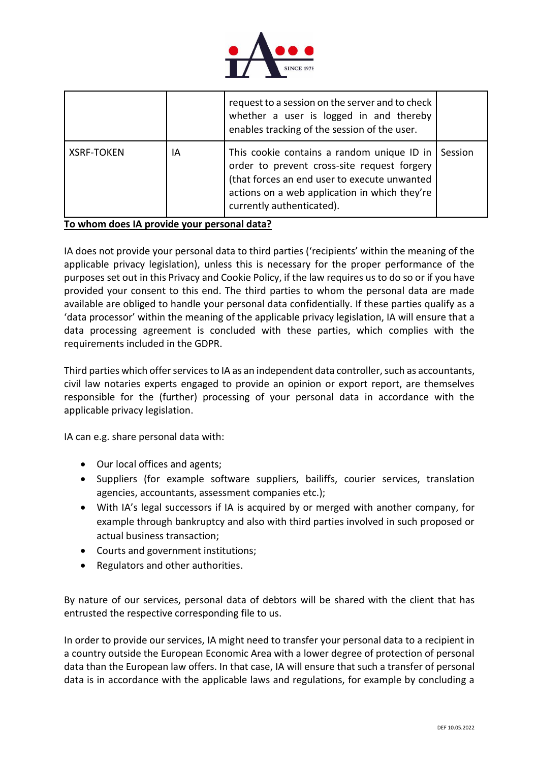|  |  | request to a session on the server and to check whether a user is logged in and thereby enables tracking of the session of the user. |  |
|---|---|---|---|
| XSRF-TOKEN | IA | This cookie contains a random unique ID in order to prevent cross-site request forgery (that forces an end user to execute unwanted actions on a web application in which they're currently authenticated). | Session |

**To whom does IA provide your personal data?**

IA does not provide your personal data to third parties ('recipients' within the meaning of the applicable privacy legislation), unless this is necessary for the proper performance of the purposes set out in this Privacy and Cookie Policy, if the law requires us to do so or if you have provided your consent to this end. The third parties to whom the personal data are made available are obliged to handle your personal data confidentially. If these parties qualify as a 'data processor' within the meaning of the applicable privacy legislation, IA will ensure that a data processing agreement is concluded with these parties, which complies with the requirements included in the GDPR.

Third parties which offer services to IA as an independent data controller, such as accountants, civil law notaries experts engaged to provide an opinion or export report, are themselves responsible for the (further) processing of your personal data in accordance with the applicable privacy legislation.

IA can e.g. share personal data with:

- Our local offices and agents;
- Suppliers (for example software suppliers, bailiffs, courier services, translation agencies, accountants, assessment companies etc.);
- With IA's legal successors if IA is acquired by or merged with another company, for example through bankruptcy and also with third parties involved in such proposed or actual business transaction;
- Courts and government institutions;
- Regulators and other authorities.

By nature of our services, personal data of debtors will be shared with the client that has entrusted the respective corresponding file to us.

In order to provide our services, IA might need to transfer your personal data to a recipient in a country outside the European Economic Area with a lower degree of protection of personal data than the European law offers. In that case, IA will ensure that such a transfer of personal data is in accordance with the applicable laws and regulations, for example by concluding a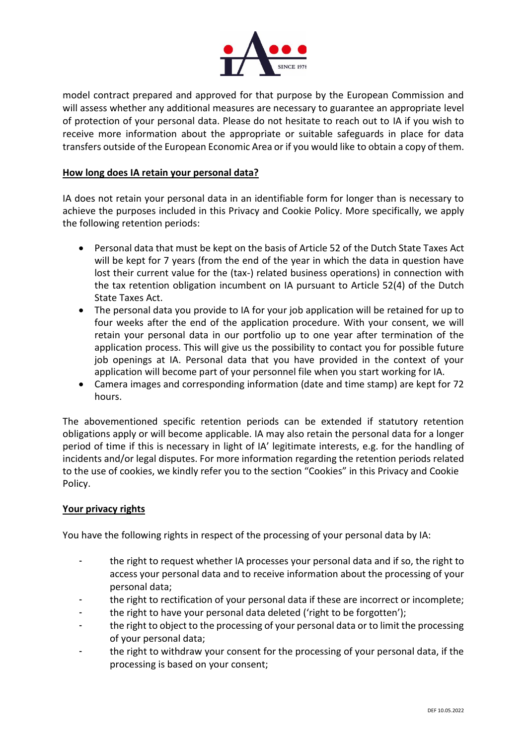model contract prepared and approved for that purpose by the European Commission and will assess whether any additional measures are necessary to guarantee an appropriate level of protection of your personal data. Please do not hesitate to reach out to IA if you wish to receive more information about the appropriate or suitable safeguards in place for data transfers outside of the European Economic Area or if you would like to obtain a copy of them.

**How long does IA retain your personal data?**

IA does not retain your personal data in an identifiable form for longer than is necessary to achieve the purposes included in this Privacy and Cookie Policy. More specifically, we apply the following retention periods:

- Personal data that must be kept on the basis of Article 52 of the Dutch State Taxes Act will be kept for 7 years (from the end of the year in which the data in question have lost their current value for the (tax-) related business operations) in connection with the tax retention obligation incumbent on IA pursuant to Article 52(4) of the Dutch State Taxes Act.
- The personal data you provide to IA for your job application will be retained for up to four weeks after the end of the application procedure. With your consent, we will retain your personal data in our portfolio up to one year after termination of the application process. This will give us the possibility to contact you for possible future job openings at IA. Personal data that you have provided in the context of your application will become part of your personnel file when you start working for IA.
- Camera images and corresponding information (date and time stamp) are kept for 72 hours.

The abovementioned specific retention periods can be extended if statutory retention obligations apply or will become applicable. IA may also retain the personal data for a longer period of time if this is necessary in light of IA' legitimate interests, e.g. for the handling of incidents and/or legal disputes. For more information regarding the retention periods related to the use of cookies, we kindly refer you to the section "Cookies" in this Privacy and Cookie Policy.

**Your privacy rights**

You have the following rights in respect of the processing of your personal data by IA:

- the right to request whether IA processes your personal data and if so, the right to access your personal data and to receive information about the processing of your personal data;
- the right to rectification of your personal data if these are incorrect or incomplete;
- the right to have your personal data deleted ('right to be forgotten');
- the right to object to the processing of your personal data or to limit the processing of your personal data;
- the right to withdraw your consent for the processing of your personal data, if the processing is based on your consent;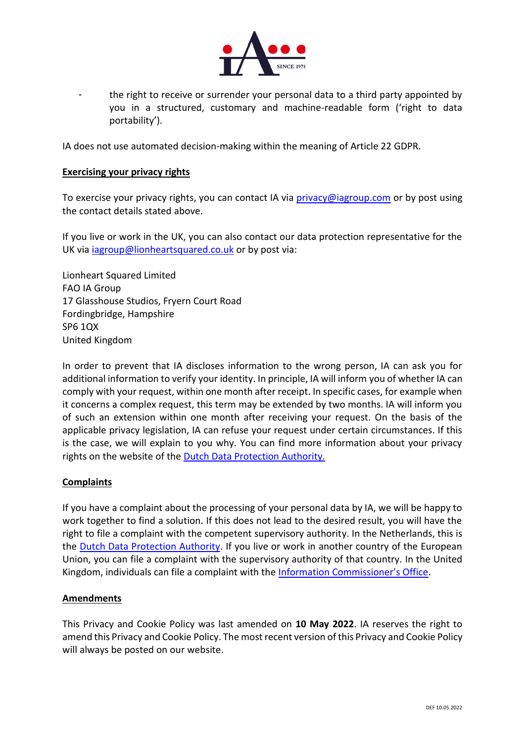- the right to receive or surrender your personal data to a third party appointed by you in a structured, customary and machine-readable form ('right to data portability').

IA does not use automated decision-making within the meaning of Article 22 GDPR.

**Exercising your privacy rights**

To exercise your privacy rights, you can contact IA via privacy@iagroup.com or by post using the contact details stated above.

If you live or work in the UK, you can also contact our data protection representative for the UK via iagroup@lionheartsquared.co.uk or by post via:

Lionheart Squared Limited
FAO IA Group
17 Glasshouse Studios, Fryern Court Road
Fordingbridge, Hampshire
SP6 1QX
United Kingdom

In order to prevent that IA discloses information to the wrong person, IA can ask you for additional information to verify your identity. In principle, IA will inform you of whether IA can comply with your request, within one month after receipt. In specific cases, for example when it concerns a complex request, this term may be extended by two months. IA will inform you of such an extension within one month after receiving your request. On the basis of the applicable privacy legislation, IA can refuse your request under certain circumstances. If this is the case, we will explain to you why. You can find more information about your privacy rights on the website of the Dutch Data Protection Authority.

**Complaints**

If you have a complaint about the processing of your personal data by IA, we will be happy to work together to find a solution. If this does not lead to the desired result, you will have the right to file a complaint with the competent supervisory authority. In the Netherlands, this is the Dutch Data Protection Authority. If you live or work in another country of the European Union, you can file a complaint with the supervisory authority of that country. In the United Kingdom, individuals can file a complaint with the Information Commissioner's Office.

**Amendments**

This Privacy and Cookie Policy was last amended on **10 May 2022**. IA reserves the right to amend this Privacy and Cookie Policy. The most recent version of this Privacy and Cookie Policy will always be posted on our website.